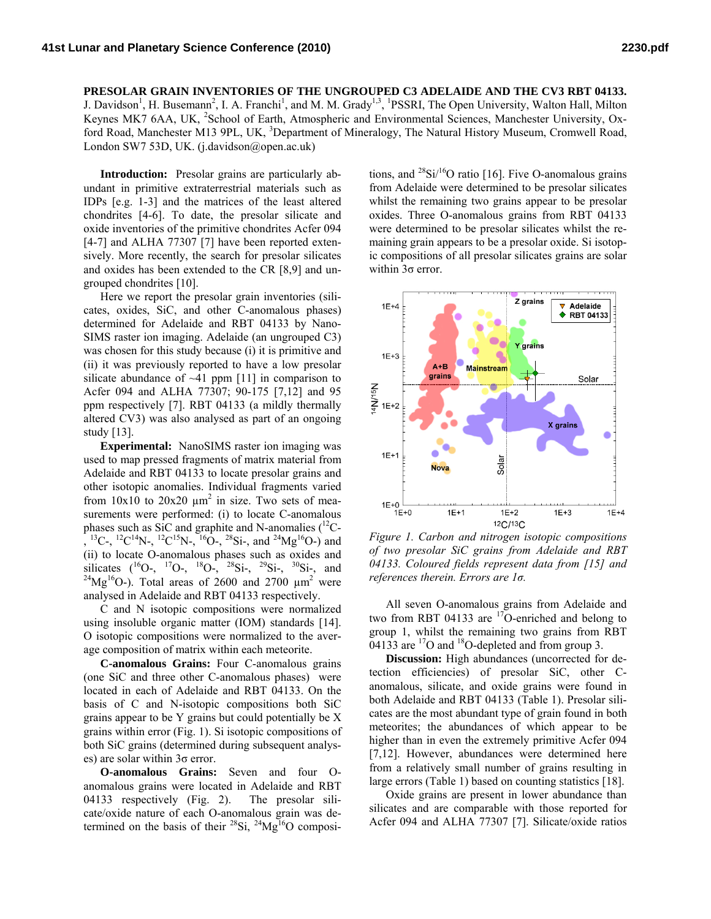**PRESOLAR GRAIN INVENTORIES OF THE UNGROUPED C3 ADELAIDE AND THE CV3 RBT 04133.** J. Davidson[1], H. Busemann[2], I. A. Franchi[1], and M. M. Grady[1,3], [1]PSSRI, The Open University, Walton Hall, Milton Keynes MK7 6AA, UK, [2]School of Earth, Atmospheric and Environmental Sciences, Manchester University, Oxford Road, Manchester M13 9PL, UK, [3]Department of Mineralogy, The Natural History Museum, Cromwell Road, London SW7 53D, UK. (j.davidson@open.ac.uk)

**Introduction:** Presolar grains are particularly abundant in primitive extraterrestrial materials such as IDPs [e.g. 1-3] and the matrices of the least altered chondrites [4-6]. To date, the presolar silicate and oxide inventories of the primitive chondrites Acfer 094 [4-7] and ALHA 77307 [7] have been reported extensively. More recently, the search for presolar silicates and oxides has been extended to the CR [8,9] and ungrouped chondrites [10].

Here we report the presolar grain inventories (silicates, oxides, SiC, and other C-anomalous phases) determined for Adelaide and RBT 04133 by NanoSIMS raster ion imaging. Adelaide (an ungrouped C3) was chosen for this study because (i) it is primitive and (ii) it was previously reported to have a low presolar silicate abundance of ~41 ppm [11] in comparison to Acfer 094 and ALHA 77307; 90-175 [7,12] and 95 ppm respectively [7]. RBT 04133 (a mildly thermally altered CV3) was also analysed as part of an ongoing study [13].

**Experimental:** NanoSIMS raster ion imaging was used to map pressed fragments of matrix material from Adelaide and RBT 04133 to locate presolar grains and other isotopic anomalies. Individual fragments varied from 10x10 to 20x20 $\mu m^2$ in size. Two sets of measurements were performed: (i) to locate C-anomalous phases such as SiC and graphite and N-anomalies ($^{12}C^-$, $^{13}C^-$, $^{12}C^{14}N^-$, $^{12}C^{15}N^-$, $^{16}O^-$, $^{28}Si^-$, and $^{24}Mg^{16}O^-$) and (ii) to locate O-anomalous phases such as oxides and silicates ($^{16}O^-$, $^{17}O^-$, $^{18}O^-$, $^{28}Si^-$, $^{29}Si^-$, $^{30}Si^-$, and $^{24}Mg^{16}O^-$). Total areas of 2600 and 2700 $\mu m^2$ were analysed in Adelaide and RBT 04133 respectively.

C and N isotopic compositions were normalized using insoluble organic matter (IOM) standards [14]. O isotopic compositions were normalized to the average composition of matrix within each meteorite.

**C-anomalous Grains:** Four C-anomalous grains (one SiC and three other C-anomalous phases) were located in each of Adelaide and RBT 04133. On the basis of C and N-isotopic compositions both SiC grains appear to be Y grains but could potentially be X grains within error (Fig. 1). Si isotopic compositions of both SiC grains (determined during subsequent analyses) are solar within 3σ error.

**O-anomalous Grains:** Seven and four O-anomalous grains were located in Adelaide and RBT 04133 respectively (Fig. 2). The presolar silicate/oxide nature of each O-anomalous grain was determined on the basis of their $^{28}Si$, $^{24}Mg^{16}O$ compositions, and $^{28}Si/^{16}O$ ratio [16]. Five O-anomalous grains from Adelaide were determined to be presolar silicates whilst the remaining two grains appear to be presolar oxides. Three O-anomalous grains from RBT 04133 were determined to be presolar silicates whilst the remaining grain appears to be a presolar oxide. Si isotopic compositions of all presolar silicates grains are solar within 3σ error.

*Figure 1. Carbon and nitrogen isotopic compositions of two presolar SiC grains from Adelaide and RBT 04133. Coloured fields represent data from [15] and references therein. Errors are 1σ.*

All seven O-anomalous grains from Adelaide and two from RBT 04133 are $^{17}O$-enriched and belong to group 1, whilst the remaining two grains from RBT 04133 are $^{17}O$ and $^{18}O$-depleted and from group 3.

**Discussion:** High abundances (uncorrected for detection efficiencies) of presolar SiC, other C-anomalous, silicate, and oxide grains were found in both Adelaide and RBT 04133 (Table 1). Presolar silicates are the most abundant type of grain found in both meteorites; the abundances of which appear to be higher than in even the extremely primitive Acfer 094 [7,12]. However, abundances were determined here from a relatively small number of grains resulting in large errors (Table 1) based on counting statistics [18].

Oxide grains are present in lower abundance than silicates and are comparable with those reported for Acfer 094 and ALHA 77307 [7]. Silicate/oxide ratios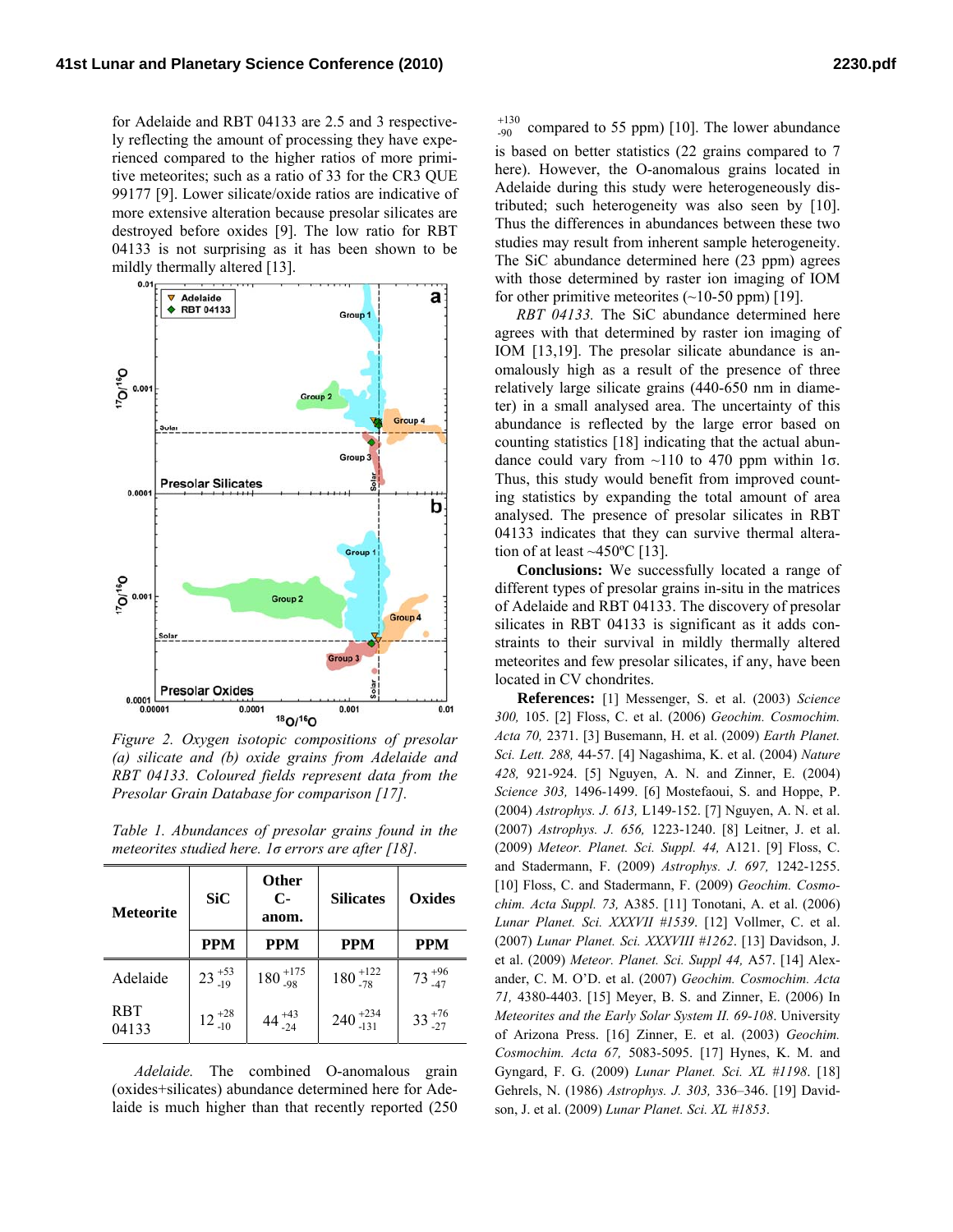for Adelaide and RBT 04133 are 2.5 and 3 respectively reflecting the amount of processing they have experienced compared to the higher ratios of more primitive meteorites; such as a ratio of 33 for the CR3 QUE 99177 [9]. Lower silicate/oxide ratios are indicative of more extensive alteration because presolar silicates are destroyed before oxides [9]. The low ratio for RBT 04133 is not surprising as it has been shown to be mildly thermally altered [13].

a

Adelaide
RBT 04133

Group 1
Group 2
Group 3
Group 4
Solar
Presolar Silicates

b

Group 1
Group 2
Group 3
Group 4
Solar
Presolar Oxides

$^{17}O/^{16}O$

$^{18}O/^{16}O$

0.01
0.001
0.0001
0.00001
0.0001
0.001
0.01

*Figure 2. Oxygen isotopic compositions of presolar (a) silicate and (b) oxide grains from Adelaide and RBT 04133. Coloured fields represent data from the Presolar Grain Database for comparison [17].*

*Table 1. Abundances of presolar grains found in the meteorites studied here. 1σ errors are after [18].*

| Meteorite | SiC | Other C-anom. | Silicates | Oxides |
|---|---|---|---|---|
| | PPM | PPM | PPM | PPM |
| Adelaide | $23^{+53}_{-19}$ | $180^{+175}_{-98}$ | $180^{+122}_{-78}$ | $73^{+96}_{-47}$ |
| RBT 04133 | $12^{+28}_{-10}$ | $44^{+43}_{-24}$ | $240^{+234}_{-131}$ | $33^{+76}_{-27}$ |

*Adelaide.* The combined O-anomalous grain (oxides+silicates) abundance determined here for Adelaide is much higher than that recently reported ($250^{+130}_{-90}$ compared to 55 ppm) [10]. The lower abundance is based on better statistics (22 grains compared to 7 here). However, the O-anomalous grains located in Adelaide during this study were heterogeneously distributed; such heterogeneity was also seen by [10]. Thus the differences in abundances between these two studies may result from inherent sample heterogeneity. The SiC abundance determined here (23 ppm) agrees with those determined by raster ion imaging of IOM for other primitive meteorites (~10-50 ppm) [19].

*RBT 04133.* The SiC abundance determined here agrees with that determined by raster ion imaging of IOM [13,19]. The presolar silicate abundance is anomalously high as a result of the presence of three relatively large silicate grains (440-650 nm in diameter) in a small analysed area. The uncertainty of this abundance is reflected by the large error based on counting statistics [18] indicating that the actual abundance could vary from ~110 to 470 ppm within 1σ. Thus, this study would benefit from improved counting statistics by expanding the total amount of area analysed. The presence of presolar silicates in RBT 04133 indicates that they can survive thermal alteration of at least ~450ºC [13].

**Conclusions:** We successfully located a range of different types of presolar grains in-situ in the matrices of Adelaide and RBT 04133. The discovery of presolar silicates in RBT 04133 is significant as it adds constraints to their survival in mildly thermally altered meteorites and few presolar silicates, if any, have been located in CV chondrites.

**References:** [1] Messenger, S. et al. (2003) *Science 300,* 105. [2] Floss, C. et al. (2006) *Geochim. Cosmochim. Acta 70,* 2371. [3] Busemann, H. et al. (2009) *Earth Planet. Sci. Lett. 288,* 44-57. [4] Nagashima, K. et al. (2004) *Nature 428,* 921-924. [5] Nguyen, A. N. and Zinner, E. (2004) *Science 303,* 1496-1499. [6] Mostefaoui, S. and Hoppe, P. (2004) *Astrophys. J. 613,* L149-152. [7] Nguyen, A. N. et al. (2007) *Astrophys. J. 656,* 1223-1240. [8] Leitner, J. et al. (2009) *Meteor. Planet. Sci. Suppl. 44,* A121. [9] Floss, C. and Stadermann, F. (2009) *Astrophys. J. 697,* 1242-1255. [10] Floss, C. and Stadermann, F. (2009) *Geochim. Cosmochim. Acta Suppl. 73,* A385. [11] Tonotani, A. et al. (2006) *Lunar Planet. Sci. XXXVII #1539*. [12] Vollmer, C. et al. (2007) *Lunar Planet. Sci. XXXVIII #1262*. [13] Davidson, J. et al. (2009) *Meteor. Planet. Sci Suppl 44,* A57. [14] Alexander, C. M. O'D. et al. (2007) *Geochim. Cosmochim. Acta 71,* 4380-4403. [15] Meyer, B. S. and Zinner, E. (2006) In *Meteorites and the Early Solar System II. 69-108*. University of Arizona Press. [16] Zinner, E. et al. (2003) *Geochim. Cosmochim. Acta 67,* 5083-5095. [17] Hynes, K. M. and Gyngard, F. G. (2009) *Lunar Planet. Sci. XL #1198*. [18] Gehrels, N. (1986) *Astrophys. J. 303,* 336–346. [19] Davidson, J. et al. (2009) *Lunar Planet. Sci. XL #1853*.